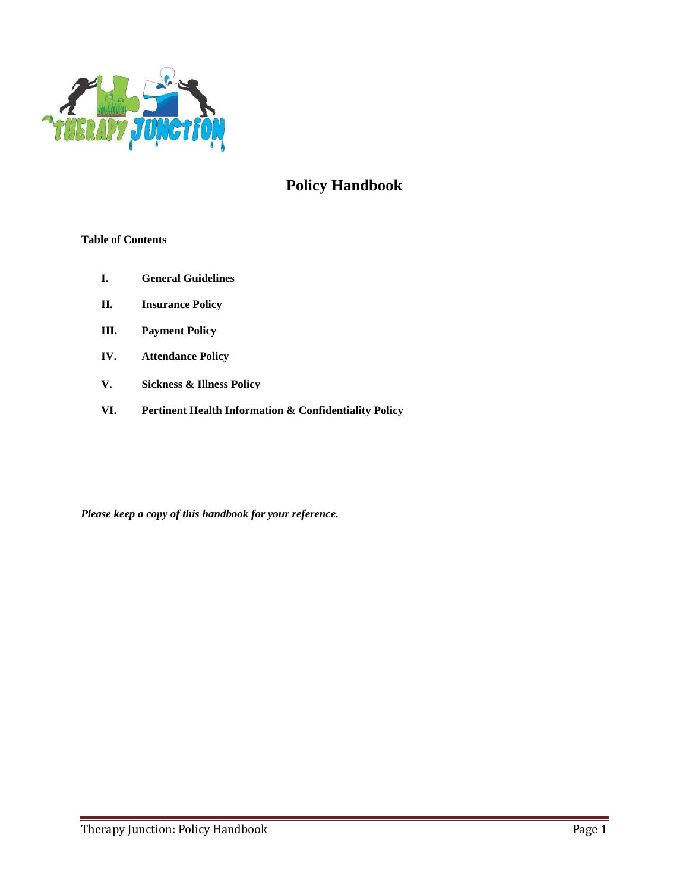# Policy Handbook

**Table of Contents**

- **I. General Guidelines**
- **II. Insurance Policy**
- **III. Payment Policy**
- **IV. Attendance Policy**
- **V. Sickness & Illness Policy**
- **VI. Pertinent Health Information & Confidentiality Policy**

***Please keep a copy of this handbook for your reference.***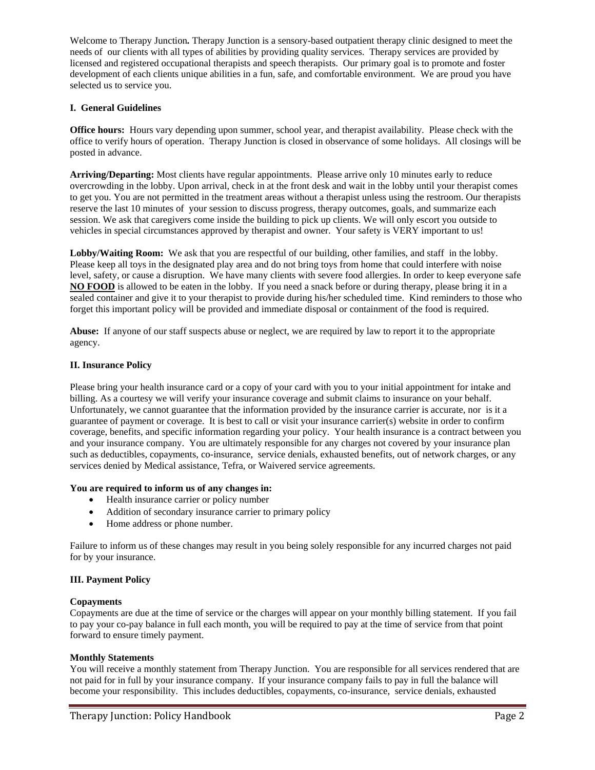Welcome to Therapy Junction**.** Therapy Junction is a sensory-based outpatient therapy clinic designed to meet the needs of our clients with all types of abilities by providing quality services. Therapy services are provided by licensed and registered occupational therapists and speech therapists. Our primary goal is to promote and foster development of each clients unique abilities in a fun, safe, and comfortable environment. We are proud you have selected us to service you.

## I. General Guidelines

**Office hours:** Hours vary depending upon summer, school year, and therapist availability. Please check with the office to verify hours of operation. Therapy Junction is closed in observance of some holidays. All closings will be posted in advance.

**Arriving/Departing:** Most clients have regular appointments. Please arrive only 10 minutes early to reduce overcrowding in the lobby. Upon arrival, check in at the front desk and wait in the lobby until your therapist comes to get you. You are not permitted in the treatment areas without a therapist unless using the restroom. Our therapists reserve the last 10 minutes of your session to discuss progress, therapy outcomes, goals, and summarize each session. We ask that caregivers come inside the building to pick up clients. We will only escort you outside to vehicles in special circumstances approved by therapist and owner. Your safety is VERY important to us!

**Lobby/Waiting Room:** We ask that you are respectful of our building, other families, and staff in the lobby. Please keep all toys in the designated play area and do not bring toys from home that could interfere with noise level, safety, or cause a disruption. We have many clients with severe food allergies. In order to keep everyone safe **NO FOOD** is allowed to be eaten in the lobby. If you need a snack before or during therapy, please bring it in a sealed container and give it to your therapist to provide during his/her scheduled time. Kind reminders to those who forget this important policy will be provided and immediate disposal or containment of the food is required.

**Abuse:** If anyone of our staff suspects abuse or neglect, we are required by law to report it to the appropriate agency.

## II. Insurance Policy

Please bring your health insurance card or a copy of your card with you to your initial appointment for intake and billing. As a courtesy we will verify your insurance coverage and submit claims to insurance on your behalf. Unfortunately, we cannot guarantee that the information provided by the insurance carrier is accurate, nor is it a guarantee of payment or coverage. It is best to call or visit your insurance carrier(s) website in order to confirm coverage, benefits, and specific information regarding your policy. Your health insurance is a contract between you and your insurance company. You are ultimately responsible for any charges not covered by your insurance plan such as deductibles, copayments, co-insurance, service denials, exhausted benefits, out of network charges, or any services denied by Medical assistance, Tefra, or Waivered service agreements.

**You are required to inform us of any changes in:**

- Health insurance carrier or policy number
- Addition of secondary insurance carrier to primary policy
- Home address or phone number.

Failure to inform us of these changes may result in you being solely responsible for any incurred charges not paid for by your insurance.

## III. Payment Policy

### Copayments

Copayments are due at the time of service or the charges will appear on your monthly billing statement. If you fail to pay your co-pay balance in full each month, you will be required to pay at the time of service from that point forward to ensure timely payment.

### Monthly Statements

You will receive a monthly statement from Therapy Junction. You are responsible for all services rendered that are not paid for in full by your insurance company. If your insurance company fails to pay in full the balance will become your responsibility. This includes deductibles, copayments, co-insurance, service denials, exhausted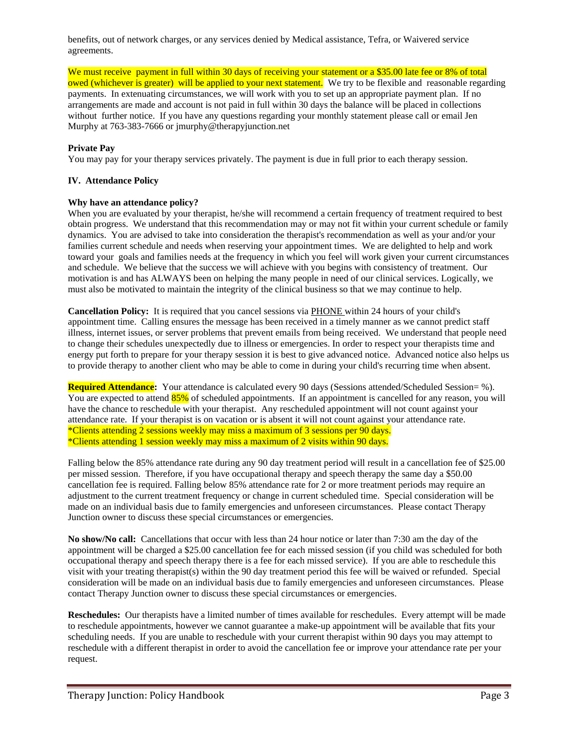benefits, out of network charges, or any services denied by Medical assistance, Tefra, or Waivered service agreements.

We must receive payment in full within 30 days of receiving your statement or a $35.00 late fee or 8% of total owed (whichever is greater) will be applied to your next statement. We try to be flexible and reasonable regarding payments. In extenuating circumstances, we will work with you to set up an appropriate payment plan. If no arrangements are made and account is not paid in full within 30 days the balance will be placed in collections without further notice. If you have any questions regarding your monthly statement please call or email Jen Murphy at 763-383-7666 or jmurphy@therapyjunction.net

**Private Pay**

You may pay for your therapy services privately. The payment is due in full prior to each therapy session.

## IV. Attendance Policy

**Why have an attendance policy?**

When you are evaluated by your therapist, he/she will recommend a certain frequency of treatment required to best obtain progress. We understand that this recommendation may or may not fit within your current schedule or family dynamics. You are advised to take into consideration the therapist's recommendation as well as your and/or your families current schedule and needs when reserving your appointment times. We are delighted to help and work toward your goals and families needs at the frequency in which you feel will work given your current circumstances and schedule. We believe that the success we will achieve with you begins with consistency of treatment. Our motivation is and has ALWAYS been on helping the many people in need of our clinical services. Logically, we must also be motivated to maintain the integrity of the clinical business so that we may continue to help.

**Cancellation Policy:** It is required that you cancel sessions via PHONE within 24 hours of your child's appointment time. Calling ensures the message has been received in a timely manner as we cannot predict staff illness, internet issues, or server problems that prevent emails from being received. We understand that people need to change their schedules unexpectedly due to illness or emergencies. In order to respect your therapists time and energy put forth to prepare for your therapy session it is best to give advanced notice. Advanced notice also helps us to provide therapy to another client who may be able to come in during your child's recurring time when absent.

**Required Attendance:** Your attendance is calculated every 90 days (Sessions attended/Scheduled Session= %). You are expected to attend 85% of scheduled appointments. If an appointment is cancelled for any reason, you will have the chance to reschedule with your therapist. Any rescheduled appointment will not count against your attendance rate. If your therapist is on vacation or is absent it will not count against your attendance rate.
*Clients attending 2 sessions weekly may miss a maximum of 3 sessions per 90 days.
*Clients attending 1 session weekly may miss a maximum of 2 visits within 90 days.

Falling below the 85% attendance rate during any 90 day treatment period will result in a cancellation fee of $25.00 per missed session. Therefore, if you have occupational therapy and speech therapy the same day a $50.00 cancellation fee is required. Falling below 85% attendance rate for 2 or more treatment periods may require an adjustment to the current treatment frequency or change in current scheduled time. Special consideration will be made on an individual basis due to family emergencies and unforeseen circumstances. Please contact Therapy Junction owner to discuss these special circumstances or emergencies.

**No show/No call:** Cancellations that occur with less than 24 hour notice or later than 7:30 am the day of the appointment will be charged a $25.00 cancellation fee for each missed session (if you child was scheduled for both occupational therapy and speech therapy there is a fee for each missed service). If you are able to reschedule this visit with your treating therapist(s) within the 90 day treatment period this fee will be waived or refunded. Special consideration will be made on an individual basis due to family emergencies and unforeseen circumstances. Please contact Therapy Junction owner to discuss these special circumstances or emergencies.

**Reschedules:** Our therapists have a limited number of times available for reschedules. Every attempt will be made to reschedule appointments, however we cannot guarantee a make-up appointment will be available that fits your scheduling needs. If you are unable to reschedule with your current therapist within 90 days you may attempt to reschedule with a different therapist in order to avoid the cancellation fee or improve your attendance rate per your request.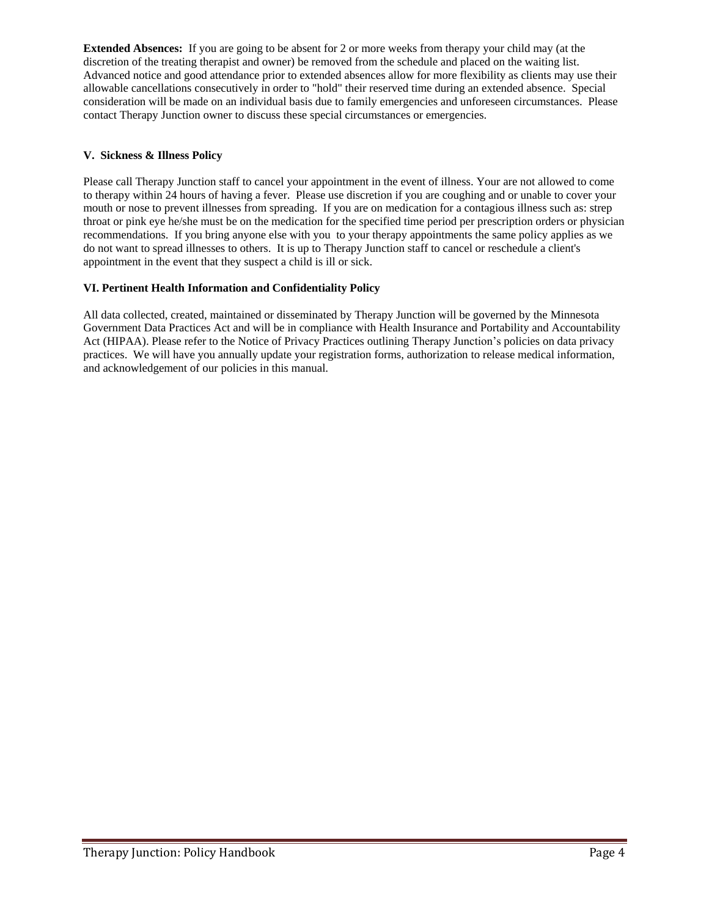**Extended Absences:** If you are going to be absent for 2 or more weeks from therapy your child may (at the discretion of the treating therapist and owner) be removed from the schedule and placed on the waiting list. Advanced notice and good attendance prior to extended absences allow for more flexibility as clients may use their allowable cancellations consecutively in order to "hold" their reserved time during an extended absence. Special consideration will be made on an individual basis due to family emergencies and unforeseen circumstances. Please contact Therapy Junction owner to discuss these special circumstances or emergencies.

## V. Sickness & Illness Policy

Please call Therapy Junction staff to cancel your appointment in the event of illness. Your are not allowed to come to therapy within 24 hours of having a fever. Please use discretion if you are coughing and or unable to cover your mouth or nose to prevent illnesses from spreading. If you are on medication for a contagious illness such as: strep throat or pink eye he/she must be on the medication for the specified time period per prescription orders or physician recommendations. If you bring anyone else with you to your therapy appointments the same policy applies as we do not want to spread illnesses to others. It is up to Therapy Junction staff to cancel or reschedule a client's appointment in the event that they suspect a child is ill or sick.

## VI. Pertinent Health Information and Confidentiality Policy

All data collected, created, maintained or disseminated by Therapy Junction will be governed by the Minnesota Government Data Practices Act and will be in compliance with Health Insurance and Portability and Accountability Act (HIPAA). Please refer to the Notice of Privacy Practices outlining Therapy Junction's policies on data privacy practices. We will have you annually update your registration forms, authorization to release medical information, and acknowledgement of our policies in this manual.